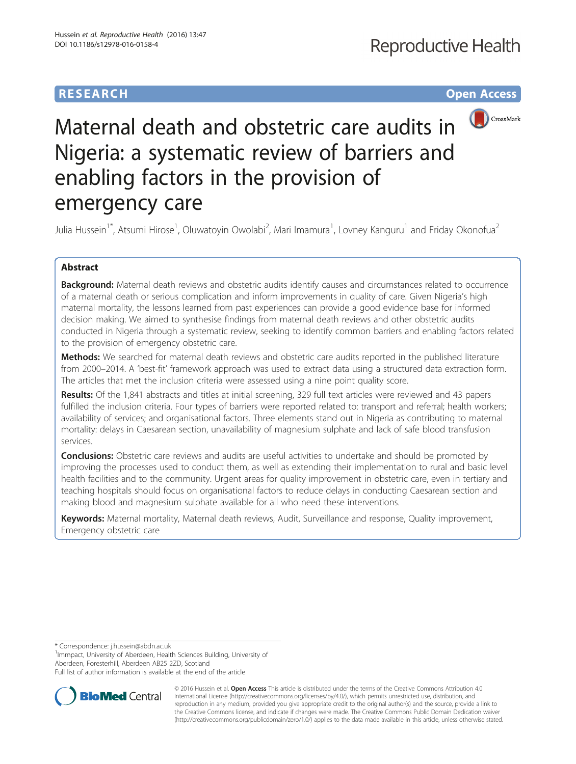RESEARCH Open Access

# Maternal death and obstetric care audits in Nigeria: a systematic review of barriers and enabling factors in the provision of emergency care

Julia Hussein[1*], Atsumi Hirose[1], Oluwatoyin Owolabi[2], Mari Imamura[1], Lovney Kanguru[1] and Friday Okonofua[2]

## Abstract

**Background:** Maternal death reviews and obstetric audits identify causes and circumstances related to occurrence of a maternal death or serious complication and inform improvements in quality of care. Given Nigeria's high maternal mortality, the lessons learned from past experiences can provide a good evidence base for informed decision making. We aimed to synthesise findings from maternal death reviews and other obstetric audits conducted in Nigeria through a systematic review, seeking to identify common barriers and enabling factors related to the provision of emergency obstetric care.

**Methods:** We searched for maternal death reviews and obstetric care audits reported in the published literature from 2000–2014. A 'best-fit' framework approach was used to extract data using a structured data extraction form. The articles that met the inclusion criteria were assessed using a nine point quality score.

**Results:** Of the 1,841 abstracts and titles at initial screening, 329 full text articles were reviewed and 43 papers fulfilled the inclusion criteria. Four types of barriers were reported related to: transport and referral; health workers; availability of services; and organisational factors. Three elements stand out in Nigeria as contributing to maternal mortality: delays in Caesarean section, unavailability of magnesium sulphate and lack of safe blood transfusion services.

**Conclusions:** Obstetric care reviews and audits are useful activities to undertake and should be promoted by improving the processes used to conduct them, as well as extending their implementation to rural and basic level health facilities and to the community. Urgent areas for quality improvement in obstetric care, even in tertiary and teaching hospitals should focus on organisational factors to reduce delays in conducting Caesarean section and making blood and magnesium sulphate available for all who need these interventions.

**Keywords:** Maternal mortality, Maternal death reviews, Audit, Surveillance and response, Quality improvement, Emergency obstetric care

---

\* Correspondence: j.hussein@abdn.ac.uk

[1]Immpact, University of Aberdeen, Health Sciences Building, University of Aberdeen, Foresterhill, Aberdeen AB25 2ZD, Scotland

Full list of author information is available at the end of the article

© 2016 Hussein et al. **Open Access** This article is distributed under the terms of the Creative Commons Attribution 4.0 International License (http://creativecommons.org/licenses/by/4.0/), which permits unrestricted use, distribution, and reproduction in any medium, provided you give appropriate credit to the original author(s) and the source, provide a link to the Creative Commons license, and indicate if changes were made. The Creative Commons Public Domain Dedication waiver (http://creativecommons.org/publicdomain/zero/1.0/) applies to the data made available in this article, unless otherwise stated.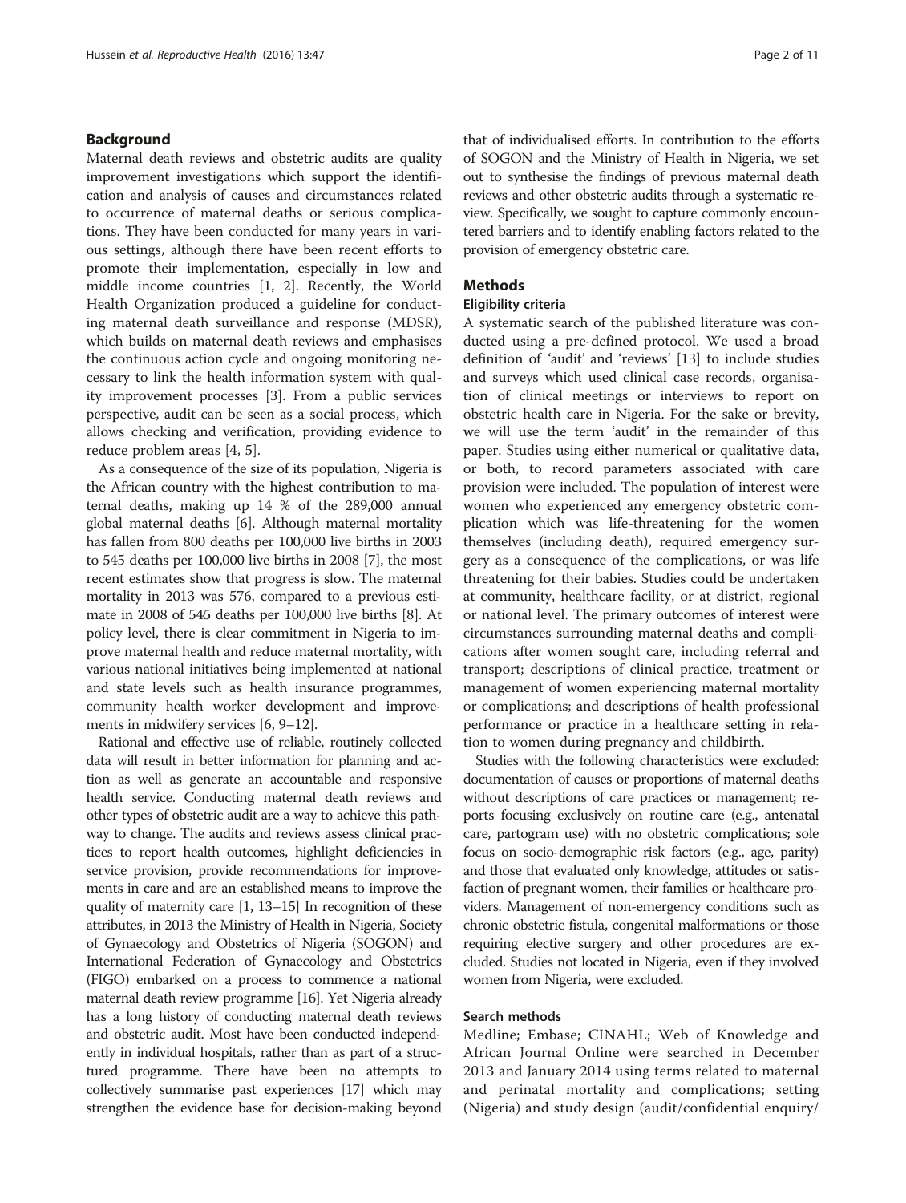## Background

Maternal death reviews and obstetric audits are quality improvement investigations which support the identification and analysis of causes and circumstances related to occurrence of maternal deaths or serious complications. They have been conducted for many years in various settings, although there have been recent efforts to promote their implementation, especially in low and middle income countries [1, 2]. Recently, the World Health Organization produced a guideline for conducting maternal death surveillance and response (MDSR), which builds on maternal death reviews and emphasises the continuous action cycle and ongoing monitoring necessary to link the health information system with quality improvement processes [3]. From a public services perspective, audit can be seen as a social process, which allows checking and verification, providing evidence to reduce problem areas [4, 5].

As a consequence of the size of its population, Nigeria is the African country with the highest contribution to maternal deaths, making up 14 % of the 289,000 annual global maternal deaths [6]. Although maternal mortality has fallen from 800 deaths per 100,000 live births in 2003 to 545 deaths per 100,000 live births in 2008 [7], the most recent estimates show that progress is slow. The maternal mortality in 2013 was 576, compared to a previous estimate in 2008 of 545 deaths per 100,000 live births [8]. At policy level, there is clear commitment in Nigeria to improve maternal health and reduce maternal mortality, with various national initiatives being implemented at national and state levels such as health insurance programmes, community health worker development and improvements in midwifery services [6, 9–12].

Rational and effective use of reliable, routinely collected data will result in better information for planning and action as well as generate an accountable and responsive health service. Conducting maternal death reviews and other types of obstetric audit are a way to achieve this pathway to change. The audits and reviews assess clinical practices to report health outcomes, highlight deficiencies in service provision, provide recommendations for improvements in care and are an established means to improve the quality of maternity care [1, 13–15] In recognition of these attributes, in 2013 the Ministry of Health in Nigeria, Society of Gynaecology and Obstetrics of Nigeria (SOGON) and International Federation of Gynaecology and Obstetrics (FIGO) embarked on a process to commence a national maternal death review programme [16]. Yet Nigeria already has a long history of conducting maternal death reviews and obstetric audit. Most have been conducted independently in individual hospitals, rather than as part of a structured programme. There have been no attempts to collectively summarise past experiences [17] which may strengthen the evidence base for decision-making beyond that of individualised efforts. In contribution to the efforts of SOGON and the Ministry of Health in Nigeria, we set out to synthesise the findings of previous maternal death reviews and other obstetric audits through a systematic review. Specifically, we sought to capture commonly encountered barriers and to identify enabling factors related to the provision of emergency obstetric care.

## Methods

### Eligibility criteria

A systematic search of the published literature was conducted using a pre-defined protocol. We used a broad definition of 'audit' and 'reviews' [13] to include studies and surveys which used clinical case records, organisation of clinical meetings or interviews to report on obstetric health care in Nigeria. For the sake or brevity, we will use the term 'audit' in the remainder of this paper. Studies using either numerical or qualitative data, or both, to record parameters associated with care provision were included. The population of interest were women who experienced any emergency obstetric complication which was life-threatening for the women themselves (including death), required emergency surgery as a consequence of the complications, or was life threatening for their babies. Studies could be undertaken at community, healthcare facility, or at district, regional or national level. The primary outcomes of interest were circumstances surrounding maternal deaths and complications after women sought care, including referral and transport; descriptions of clinical practice, treatment or management of women experiencing maternal mortality or complications; and descriptions of health professional performance or practice in a healthcare setting in relation to women during pregnancy and childbirth.

Studies with the following characteristics were excluded: documentation of causes or proportions of maternal deaths without descriptions of care practices or management; reports focusing exclusively on routine care (e.g., antenatal care, partogram use) with no obstetric complications; sole focus on socio-demographic risk factors (e.g., age, parity) and those that evaluated only knowledge, attitudes or satisfaction of pregnant women, their families or healthcare providers. Management of non-emergency conditions such as chronic obstetric fistula, congenital malformations or those requiring elective surgery and other procedures are excluded. Studies not located in Nigeria, even if they involved women from Nigeria, were excluded.

### Search methods

Medline; Embase; CINAHL; Web of Knowledge and African Journal Online were searched in December 2013 and January 2014 using terms related to maternal and perinatal mortality and complications; setting (Nigeria) and study design (audit/confidential enquiry/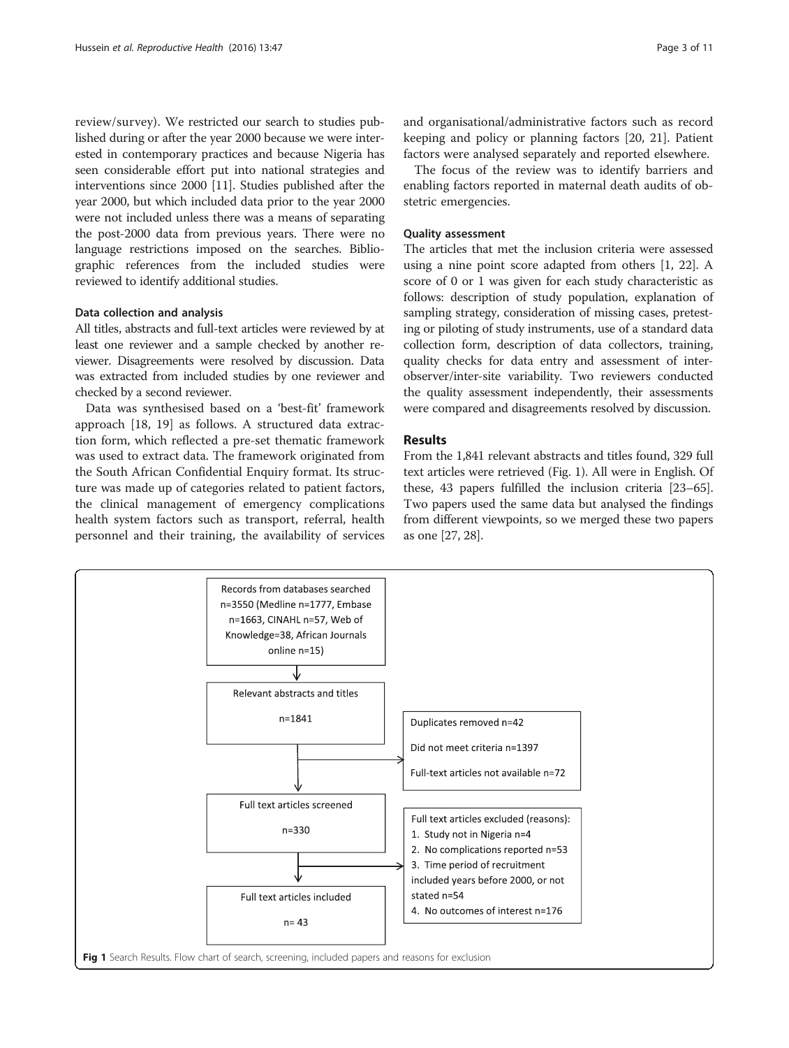review/survey). We restricted our search to studies published during or after the year 2000 because we were interested in contemporary practices and because Nigeria has seen considerable effort put into national strategies and interventions since 2000 [11]. Studies published after the year 2000, but which included data prior to the year 2000 were not included unless there was a means of separating the post-2000 data from previous years. There were no language restrictions imposed on the searches. Bibliographic references from the included studies were reviewed to identify additional studies.

#### Data collection and analysis

All titles, abstracts and full-text articles were reviewed by at least one reviewer and a sample checked by another reviewer. Disagreements were resolved by discussion. Data was extracted from included studies by one reviewer and checked by a second reviewer.

Data was synthesised based on a 'best-fit' framework approach [18, 19] as follows. A structured data extraction form, which reflected a pre-set thematic framework was used to extract data. The framework originated from the South African Confidential Enquiry format. Its structure was made up of categories related to patient factors, the clinical management of emergency complications health system factors such as transport, referral, health personnel and their training, the availability of services and organisational/administrative factors such as record keeping and policy or planning factors [20, 21]. Patient factors were analysed separately and reported elsewhere.

The focus of the review was to identify barriers and enabling factors reported in maternal death audits of obstetric emergencies.

#### Quality assessment

The articles that met the inclusion criteria were assessed using a nine point score adapted from others [1, 22]. A score of 0 or 1 was given for each study characteristic as follows: description of study population, explanation of sampling strategy, consideration of missing cases, pretesting or piloting of study instruments, use of a standard data collection form, description of data collectors, training, quality checks for data entry and assessment of inter-observer/inter-site variability. Two reviewers conducted the quality assessment independently, their assessments were compared and disagreements resolved by discussion.

## Results

From the 1,841 relevant abstracts and titles found, 329 full text articles were retrieved (Fig. 1). All were in English. Of these, 43 papers fulfilled the inclusion criteria [23–65]. Two papers used the same data but analysed the findings from different viewpoints, so we merged these two papers as one [27, 28].

Records from databases searched n=3550 (Medline n=1777, Embase n=1663, CINAHL n=57, Web of Knowledge=38, African Journals online n=15)

Relevant abstracts and titles n=1841

Duplicates removed n=42
Did not meet criteria n=1397
Full-text articles not available n=72

Full text articles screened n=330

Full text articles excluded (reasons):
1. Study not in Nigeria n=4
2. No complications reported n=53
3. Time period of recruitment included years before 2000, or not stated n=54
4. No outcomes of interest n=176

Full text articles included n= 43

**Fig 1** Search Results. Flow chart of search, screening, included papers and reasons for exclusion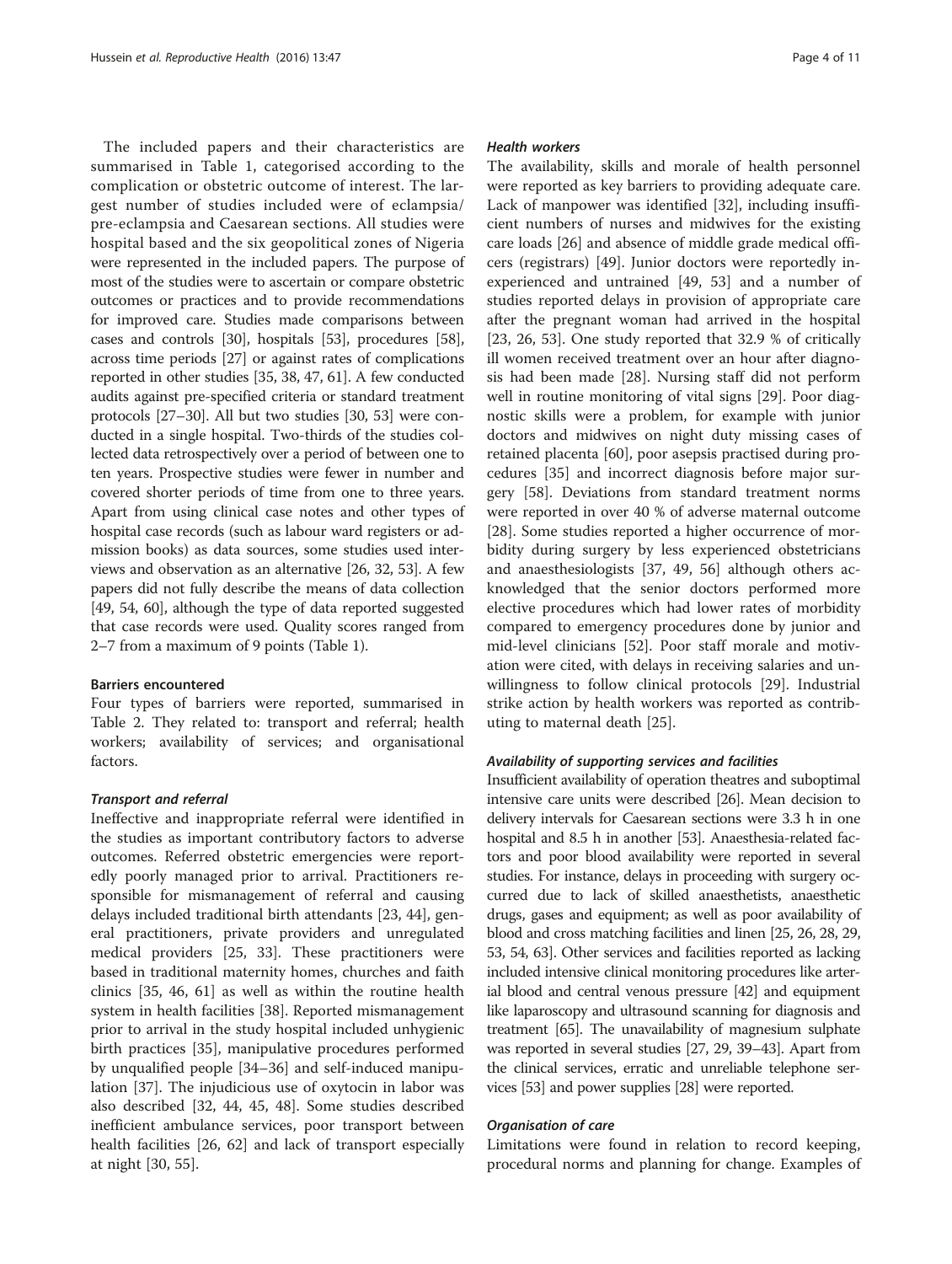The included papers and their characteristics are summarised in Table 1, categorised according to the complication or obstetric outcome of interest. The largest number of studies included were of eclampsia/ pre-eclampsia and Caesarean sections. All studies were hospital based and the six geopolitical zones of Nigeria were represented in the included papers. The purpose of most of the studies were to ascertain or compare obstetric outcomes or practices and to provide recommendations for improved care. Studies made comparisons between cases and controls [30], hospitals [53], procedures [58], across time periods [27] or against rates of complications reported in other studies [35, 38, 47, 61]. A few conducted audits against pre-specified criteria or standard treatment protocols [27–30]. All but two studies [30, 53] were conducted in a single hospital. Two-thirds of the studies collected data retrospectively over a period of between one to ten years. Prospective studies were fewer in number and covered shorter periods of time from one to three years. Apart from using clinical case notes and other types of hospital case records (such as labour ward registers or admission books) as data sources, some studies used interviews and observation as an alternative [26, 32, 53]. A few papers did not fully describe the means of data collection [49, 54, 60], although the type of data reported suggested that case records were used. Quality scores ranged from 2–7 from a maximum of 9 points (Table 1).

### Barriers encountered

Four types of barriers were reported, summarised in Table 2. They related to: transport and referral; health workers; availability of services; and organisational factors.

#### *Transport and referral*

Ineffective and inappropriate referral were identified in the studies as important contributory factors to adverse outcomes. Referred obstetric emergencies were reportedly poorly managed prior to arrival. Practitioners responsible for mismanagement of referral and causing delays included traditional birth attendants [23, 44], general practitioners, private providers and unregulated medical providers [25, 33]. These practitioners were based in traditional maternity homes, churches and faith clinics [35, 46, 61] as well as within the routine health system in health facilities [38]. Reported mismanagement prior to arrival in the study hospital included unhygienic birth practices [35], manipulative procedures performed by unqualified people [34–36] and self-induced manipulation [37]. The injudicious use of oxytocin in labor was also described [32, 44, 45, 48]. Some studies described inefficient ambulance services, poor transport between health facilities [26, 62] and lack of transport especially at night [30, 55].

#### *Health workers*

The availability, skills and morale of health personnel were reported as key barriers to providing adequate care. Lack of manpower was identified [32], including insufficient numbers of nurses and midwives for the existing care loads [26] and absence of middle grade medical officers (registrars) [49]. Junior doctors were reportedly inexperienced and untrained [49, 53] and a number of studies reported delays in provision of appropriate care after the pregnant woman had arrived in the hospital [23, 26, 53]. One study reported that 32.9 % of critically ill women received treatment over an hour after diagnosis had been made [28]. Nursing staff did not perform well in routine monitoring of vital signs [29]. Poor diagnostic skills were a problem, for example with junior doctors and midwives on night duty missing cases of retained placenta [60], poor asepsis practised during procedures [35] and incorrect diagnosis before major surgery [58]. Deviations from standard treatment norms were reported in over 40 % of adverse maternal outcome [28]. Some studies reported a higher occurrence of morbidity during surgery by less experienced obstetricians and anaesthesiologists [37, 49, 56] although others acknowledged that the senior doctors performed more elective procedures which had lower rates of morbidity compared to emergency procedures done by junior and mid-level clinicians [52]. Poor staff morale and motivation were cited, with delays in receiving salaries and unwillingness to follow clinical protocols [29]. Industrial strike action by health workers was reported as contributing to maternal death [25].

#### *Availability of supporting services and facilities*

Insufficient availability of operation theatres and suboptimal intensive care units were described [26]. Mean decision to delivery intervals for Caesarean sections were 3.3 h in one hospital and 8.5 h in another [53]. Anaesthesia-related factors and poor blood availability were reported in several studies. For instance, delays in proceeding with surgery occurred due to lack of skilled anaesthetists, anaesthetic drugs, gases and equipment; as well as poor availability of blood and cross matching facilities and linen [25, 26, 28, 29, 53, 54, 63]. Other services and facilities reported as lacking included intensive clinical monitoring procedures like arterial blood and central venous pressure [42] and equipment like laparoscopy and ultrasound scanning for diagnosis and treatment [65]. The unavailability of magnesium sulphate was reported in several studies [27, 29, 39–43]. Apart from the clinical services, erratic and unreliable telephone services [53] and power supplies [28] were reported.

#### *Organisation of care*

Limitations were found in relation to record keeping, procedural norms and planning for change. Examples of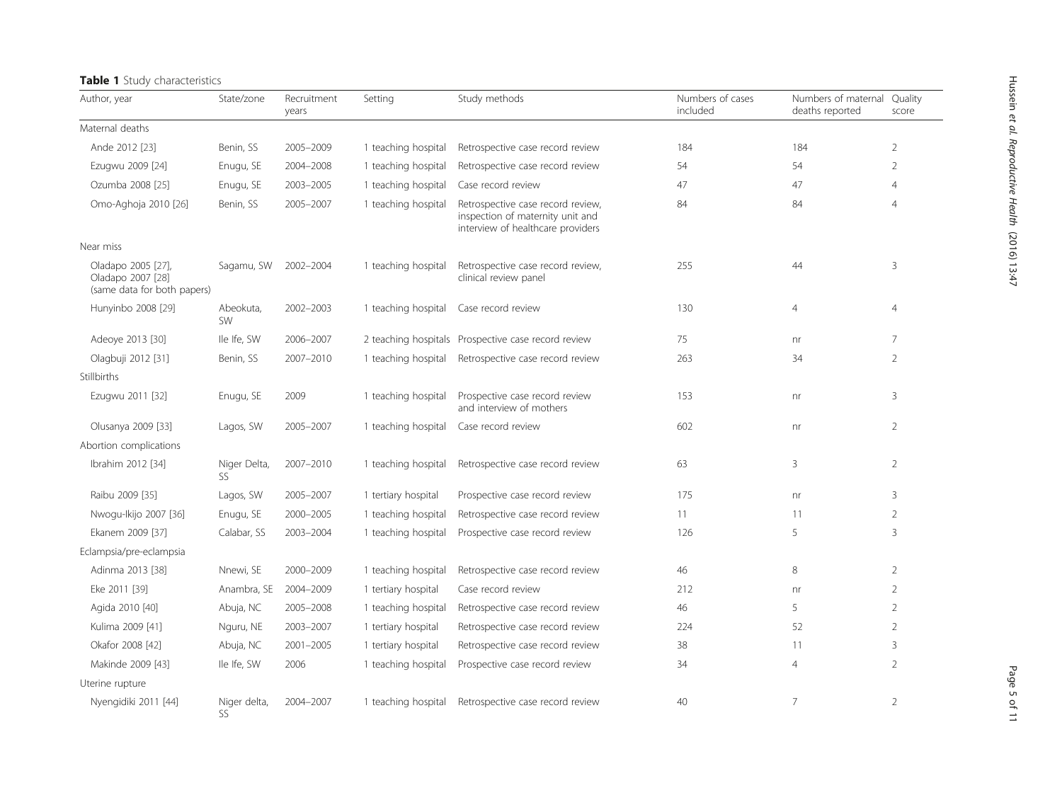**Table 1** Study characteristics

| Author, year | State/zone | Recruitment years | Setting | Study methods | Numbers of cases included | Numbers of maternal deaths reported | Quality score |
|---|---|---|---|---|---|---|---|
| Maternal deaths | | | | | | | |
| Ande 2012 [23] | Benin, SS | 2005–2009 | 1 teaching hospital | Retrospective case record review | 184 | 184 | 2 |
| Ezugwu 2009 [24] | Enugu, SE | 2004–2008 | 1 teaching hospital | Retrospective case record review | 54 | 54 | 2 |
| Ozumba 2008 [25] | Enugu, SE | 2003–2005 | 1 teaching hospital | Case record review | 47 | 47 | 4 |
| Omo-Aghoja 2010 [26] | Benin, SS | 2005–2007 | 1 teaching hospital | Retrospective case record review, inspection of maternity unit and interview of healthcare providers | 84 | 84 | 4 |
| Near miss | | | | | | | |
| Oladapo 2005 [27], Oladapo 2007 [28] (same data for both papers) | Sagamu, SW | 2002–2004 | 1 teaching hospital | Retrospective case record review, clinical review panel | 255 | 44 | 3 |
| Hunyinbo 2008 [29] | Abeokuta, SW | 2002–2003 | 1 teaching hospital | Case record review | 130 | 4 | 4 |
| Adeoye 2013 [30] | Ile Ife, SW | 2006–2007 | 2 teaching hospitals | Prospective case record review | 75 | nr | 7 |
| Olagbuji 2012 [31] | Benin, SS | 2007–2010 | 1 teaching hospital | Retrospective case record review | 263 | 34 | 2 |
| Stillbirths | | | | | | | |
| Ezugwu 2011 [32] | Enugu, SE | 2009 | 1 teaching hospital | Prospective case record review and interview of mothers | 153 | nr | 3 |
| Olusanya 2009 [33] | Lagos, SW | 2005–2007 | 1 teaching hospital | Case record review | 602 | nr | 2 |
| Abortion complications | | | | | | | |
| Ibrahim 2012 [34] | Niger Delta, SS | 2007–2010 | 1 teaching hospital | Retrospective case record review | 63 | 3 | 2 |
| Raibu 2009 [35] | Lagos, SW | 2005–2007 | 1 tertiary hospital | Prospective case record review | 175 | nr | 3 |
| Nwogu-Ikijo 2007 [36] | Enugu, SE | 2000–2005 | 1 teaching hospital | Retrospective case record review | 11 | 11 | 2 |
| Ekanem 2009 [37] | Calabar, SS | 2003–2004 | 1 teaching hospital | Prospective case record review | 126 | 5 | 3 |
| Eclampsia/pre-eclampsia | | | | | | | |
| Adinma 2013 [38] | Nnewi, SE | 2000–2009 | 1 teaching hospital | Retrospective case record review | 46 | 8 | 2 |
| Eke 2011 [39] | Anambra, SE | 2004–2009 | 1 tertiary hospital | Case record review | 212 | nr | 2 |
| Agida 2010 [40] | Abuja, NC | 2005–2008 | 1 teaching hospital | Retrospective case record review | 46 | 5 | 2 |
| Kulima 2009 [41] | Nguru, NE | 2003–2007 | 1 tertiary hospital | Retrospective case record review | 224 | 52 | 2 |
| Okafor 2008 [42] | Abuja, NC | 2001–2005 | 1 tertiary hospital | Retrospective case record review | 38 | 11 | 3 |
| Makinde 2009 [43] | Ile Ife, SW | 2006 | 1 teaching hospital | Prospective case record review | 34 | 4 | 2 |
| Uterine rupture | | | | | | | |
| Nyengidiki 2011 [44] | Niger delta, SS | 2004–2007 | 1 teaching hospital | Retrospective case record review | 40 | 7 | 2 |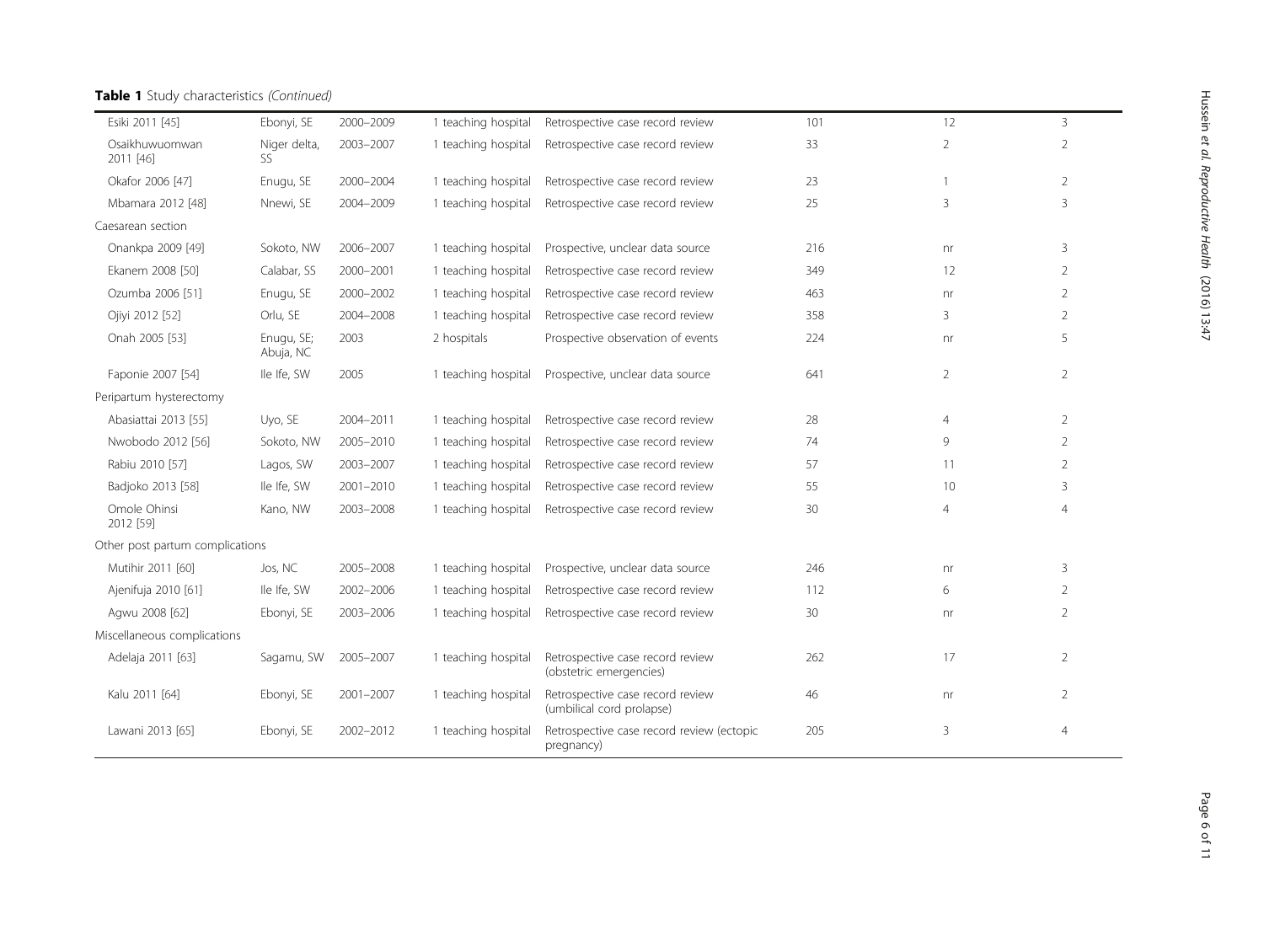**Table 1** Study characteristics *(Continued)*

| | | | | | | | |
|---|---|---|---|---|---|---|---|
| Esiki 2011 [45] | Ebonyi, SE | 2000–2009 | 1 teaching hospital | Retrospective case record review | 101 | 12 | 3 |
| Osaikhuwuomwan 2011 [46] | Niger delta, SS | 2003–2007 | 1 teaching hospital | Retrospective case record review | 33 | 2 | 2 |
| Okafor 2006 [47] | Enugu, SE | 2000–2004 | 1 teaching hospital | Retrospective case record review | 23 | 1 | 2 |
| Mbamara 2012 [48] | Nnewi, SE | 2004–2009 | 1 teaching hospital | Retrospective case record review | 25 | 3 | 3 |
| Caesarean section | | | | | | | |
| Onankpa 2009 [49] | Sokoto, NW | 2006–2007 | 1 teaching hospital | Prospective, unclear data source | 216 | nr | 3 |
| Ekanem 2008 [50] | Calabar, SS | 2000–2001 | 1 teaching hospital | Retrospective case record review | 349 | 12 | 2 |
| Ozumba 2006 [51] | Enugu, SE | 2000–2002 | 1 teaching hospital | Retrospective case record review | 463 | nr | 2 |
| Ojiyi 2012 [52] | Orlu, SE | 2004–2008 | 1 teaching hospital | Retrospective case record review | 358 | 3 | 2 |
| Onah 2005 [53] | Enugu, SE; Abuja, NC | 2003 | 2 hospitals | Prospective observation of events | 224 | nr | 5 |
| Faponie 2007 [54] | Ile Ife, SW | 2005 | 1 teaching hospital | Prospective, unclear data source | 641 | 2 | 2 |
| Peripartum hysterectomy | | | | | | | |
| Abasiattai 2013 [55] | Uyo, SE | 2004–2011 | 1 teaching hospital | Retrospective case record review | 28 | 4 | 2 |
| Nwobodo 2012 [56] | Sokoto, NW | 2005–2010 | 1 teaching hospital | Retrospective case record review | 74 | 9 | 2 |
| Rabiu 2010 [57] | Lagos, SW | 2003–2007 | 1 teaching hospital | Retrospective case record review | 57 | 11 | 2 |
| Badjoko 2013 [58] | Ile Ife, SW | 2001–2010 | 1 teaching hospital | Retrospective case record review | 55 | 10 | 3 |
| Omole Ohinsi 2012 [59] | Kano, NW | 2003–2008 | 1 teaching hospital | Retrospective case record review | 30 | 4 | 4 |
| Other post partum complications | | | | | | | |
| Mutihir 2011 [60] | Jos, NC | 2005–2008 | 1 teaching hospital | Prospective, unclear data source | 246 | nr | 3 |
| Ajenifuja 2010 [61] | Ile Ife, SW | 2002–2006 | 1 teaching hospital | Retrospective case record review | 112 | 6 | 2 |
| Agwu 2008 [62] | Ebonyi, SE | 2003–2006 | 1 teaching hospital | Retrospective case record review | 30 | nr | 2 |
| Miscellaneous complications | | | | | | | |
| Adelaja 2011 [63] | Sagamu, SW | 2005–2007 | 1 teaching hospital | Retrospective case record review (obstetric emergencies) | 262 | 17 | 2 |
| Kalu 2011 [64] | Ebonyi, SE | 2001–2007 | 1 teaching hospital | Retrospective case record review (umbilical cord prolapse) | 46 | nr | 2 |
| Lawani 2013 [65] | Ebonyi, SE | 2002–2012 | 1 teaching hospital | Retrospective case record review (ectopic pregnancy) | 205 | 3 | 4 |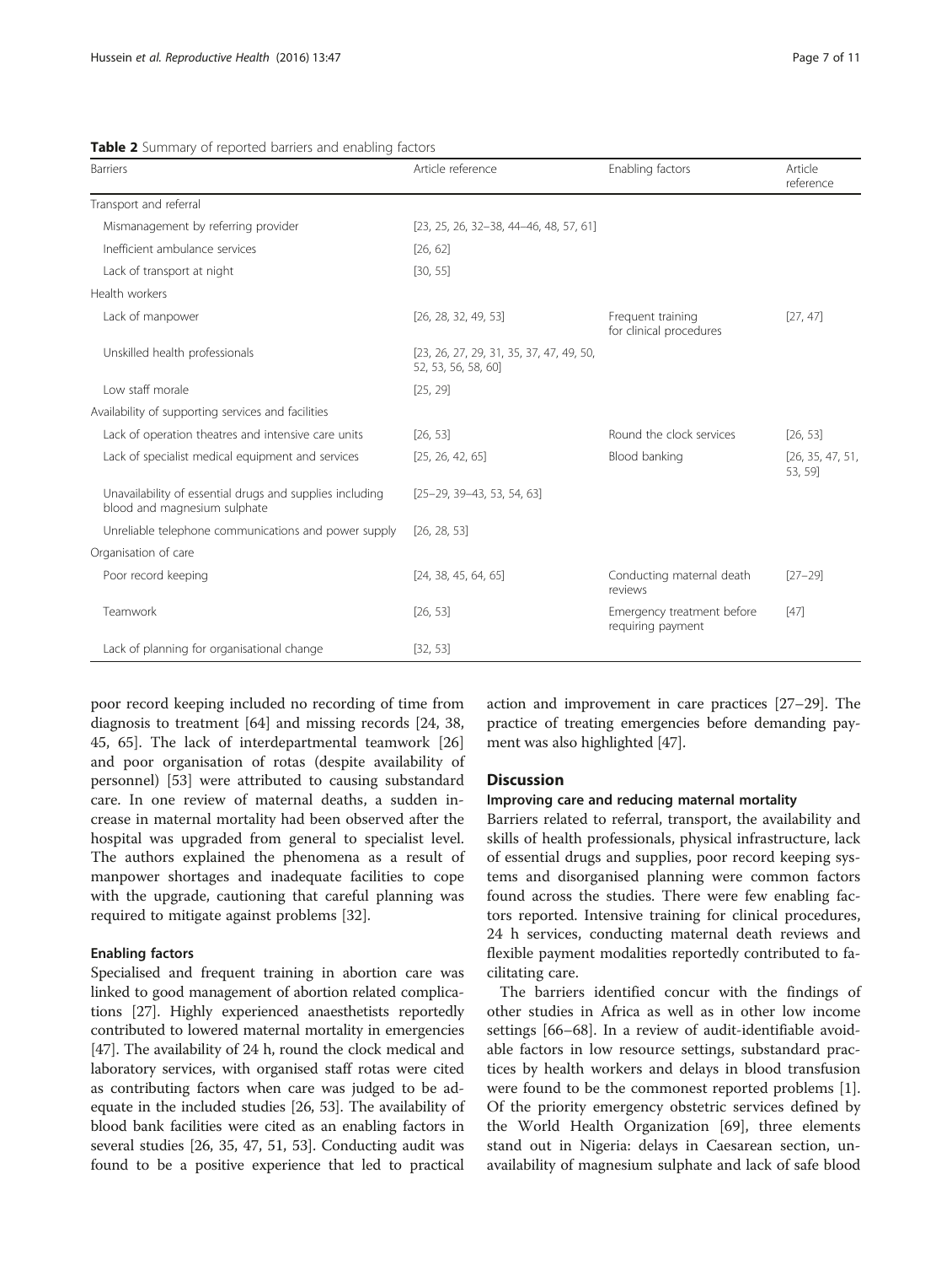**Table 2** Summary of reported barriers and enabling factors

| Barriers | Article reference | Enabling factors | Article reference |
| --- | --- | --- | --- |
| Transport and referral | | | |
| Mismanagement by referring provider | [23, 25, 26, 32–38, 44–46, 48, 57, 61] | | |
| Inefficient ambulance services | [26, 62] | | |
| Lack of transport at night | [30, 55] | | |
| Health workers | | | |
| Lack of manpower | [26, 28, 32, 49, 53] | Frequent training for clinical procedures | [27, 47] |
| Unskilled health professionals | [23, 26, 27, 29, 31, 35, 37, 47, 49, 50, 52, 53, 56, 58, 60] | | |
| Low staff morale | [25, 29] | | |
| Availability of supporting services and facilities | | | |
| Lack of operation theatres and intensive care units | [26, 53] | Round the clock services | [26, 53] |
| Lack of specialist medical equipment and services | [25, 26, 42, 65] | Blood banking | [26, 35, 47, 51, 53, 59] |
| Unavailability of essential drugs and supplies including blood and magnesium sulphate | [25–29, 39–43, 53, 54, 63] | | |
| Unreliable telephone communications and power supply | [26, 28, 53] | | |
| Organisation of care | | | |
| Poor record keeping | [24, 38, 45, 64, 65] | Conducting maternal death reviews | [27–29] |
| Teamwork | [26, 53] | Emergency treatment before requiring payment | [47] |
| Lack of planning for organisational change | [32, 53] | | |

poor record keeping included no recording of time from diagnosis to treatment [64] and missing records [24, 38, 45, 65]. The lack of interdepartmental teamwork [26] and poor organisation of rotas (despite availability of personnel) [53] were attributed to causing substandard care. In one review of maternal deaths, a sudden increase in maternal mortality had been observed after the hospital was upgraded from general to specialist level. The authors explained the phenomena as a result of manpower shortages and inadequate facilities to cope with the upgrade, cautioning that careful planning was required to mitigate against problems [32].

#### Enabling factors

Specialised and frequent training in abortion care was linked to good management of abortion related complications [27]. Highly experienced anaesthetists reportedly contributed to lowered maternal mortality in emergencies [47]. The availability of 24 h, round the clock medical and laboratory services, with organised staff rotas were cited as contributing factors when care was judged to be adequate in the included studies [26, 53]. The availability of blood bank facilities were cited as an enabling factors in several studies [26, 35, 47, 51, 53]. Conducting audit was found to be a positive experience that led to practical action and improvement in care practices [27–29]. The practice of treating emergencies before demanding payment was also highlighted [47].

## Discussion

#### Improving care and reducing maternal mortality

Barriers related to referral, transport, the availability and skills of health professionals, physical infrastructure, lack of essential drugs and supplies, poor record keeping systems and disorganised planning were common factors found across the studies. There were few enabling factors reported. Intensive training for clinical procedures, 24 h services, conducting maternal death reviews and flexible payment modalities reportedly contributed to facilitating care.

The barriers identified concur with the findings of other studies in Africa as well as in other low income settings [66–68]. In a review of audit-identifiable avoidable factors in low resource settings, substandard practices by health workers and delays in blood transfusion were found to be the commonest reported problems [1]. Of the priority emergency obstetric services defined by the World Health Organization [69], three elements stand out in Nigeria: delays in Caesarean section, unavailability of magnesium sulphate and lack of safe blood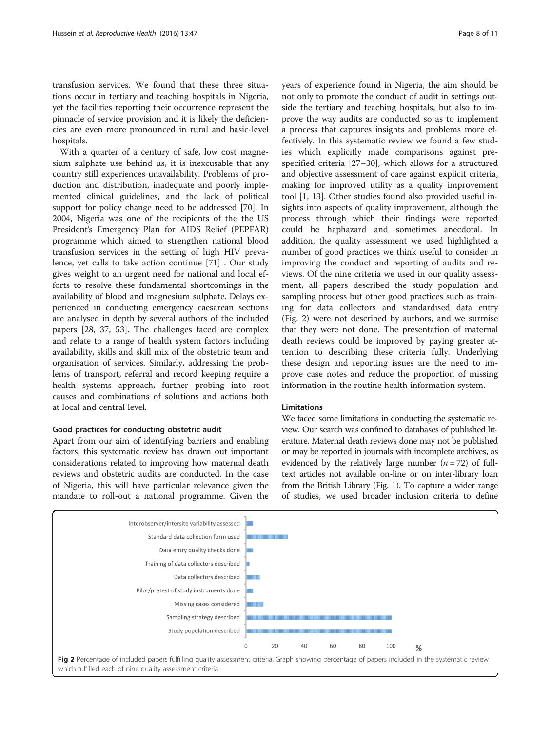transfusion services. We found that these three situations occur in tertiary and teaching hospitals in Nigeria, yet the facilities reporting their occurrence represent the pinnacle of service provision and it is likely the deficiencies are even more pronounced in rural and basic-level hospitals.

With a quarter of a century of safe, low cost magnesium sulphate use behind us, it is inexcusable that any country still experiences unavailability. Problems of production and distribution, inadequate and poorly implemented clinical guidelines, and the lack of political support for policy change need to be addressed [70]. In 2004, Nigeria was one of the recipients of the the US President's Emergency Plan for AIDS Relief (PEPFAR) programme which aimed to strengthen national blood transfusion services in the setting of high HIV prevalence, yet calls to take action continue [71] . Our study gives weight to an urgent need for national and local efforts to resolve these fundamental shortcomings in the availability of blood and magnesium sulphate. Delays experienced in conducting emergency caesarean sections are analysed in depth by several authors of the included papers [28, 37, 53]. The challenges faced are complex and relate to a range of health system factors including availability, skills and skill mix of the obstetric team and organisation of services. Similarly, addressing the problems of transport, referral and record keeping require a health systems approach, further probing into root causes and combinations of solutions and actions both at local and central level.

### Good practices for conducting obstetric audit

Apart from our aim of identifying barriers and enabling factors, this systematic review has drawn out important considerations related to improving how maternal death reviews and obstetric audits are conducted. In the case of Nigeria, this will have particular relevance given the mandate to roll-out a national programme. Given the years of experience found in Nigeria, the aim should be not only to promote the conduct of audit in settings outside the tertiary and teaching hospitals, but also to improve the way audits are conducted so as to implement a process that captures insights and problems more effectively. In this systematic review we found a few studies which explicitly made comparisons against pre-specified criteria [27–30], which allows for a structured and objective assessment of care against explicit criteria, making for improved utility as a quality improvement tool [1, 13]. Other studies found also provided useful insights into aspects of quality improvement, although the process through which their findings were reported could be haphazard and sometimes anecdotal. In addition, the quality assessment we used highlighted a number of good practices we think useful to consider in improving the conduct and reporting of audits and reviews. Of the nine criteria we used in our quality assessment, all papers described the study population and sampling process but other good practices such as training for data collectors and standardised data entry (Fig. 2) were not described by authors, and we surmise that they were not done. The presentation of maternal death reviews could be improved by paying greater attention to describing these criteria fully. Underlying these design and reporting issues are the need to improve case notes and reduce the proportion of missing information in the routine health information system.

### Limitations

We faced some limitations in conducting the systematic review. Our search was confined to databases of published literature. Maternal death reviews done may not be published or may be reported in journals with incomplete archives, as evidenced by the relatively large number ($n = 72$) of full-text articles not available on-line or on inter-library loan from the British Library (Fig. 1). To capture a wider range of studies, we used broader inclusion criteria to define

Interobserver/intersite variability assessed
Standard data collection form used
Data entry quality checks done
Training of data collectors described
Data collectors described
Pilot/pretest of study instruments done
Missing cases considered
Sampling strategy described
Study population described

0 20 40 60 80 100 %

**Fig 2** Percentage of included papers fulfilling quality assessment criteria. Graph showing percentage of papers included in the systematic review which fulfilled each of nine quality assessment criteria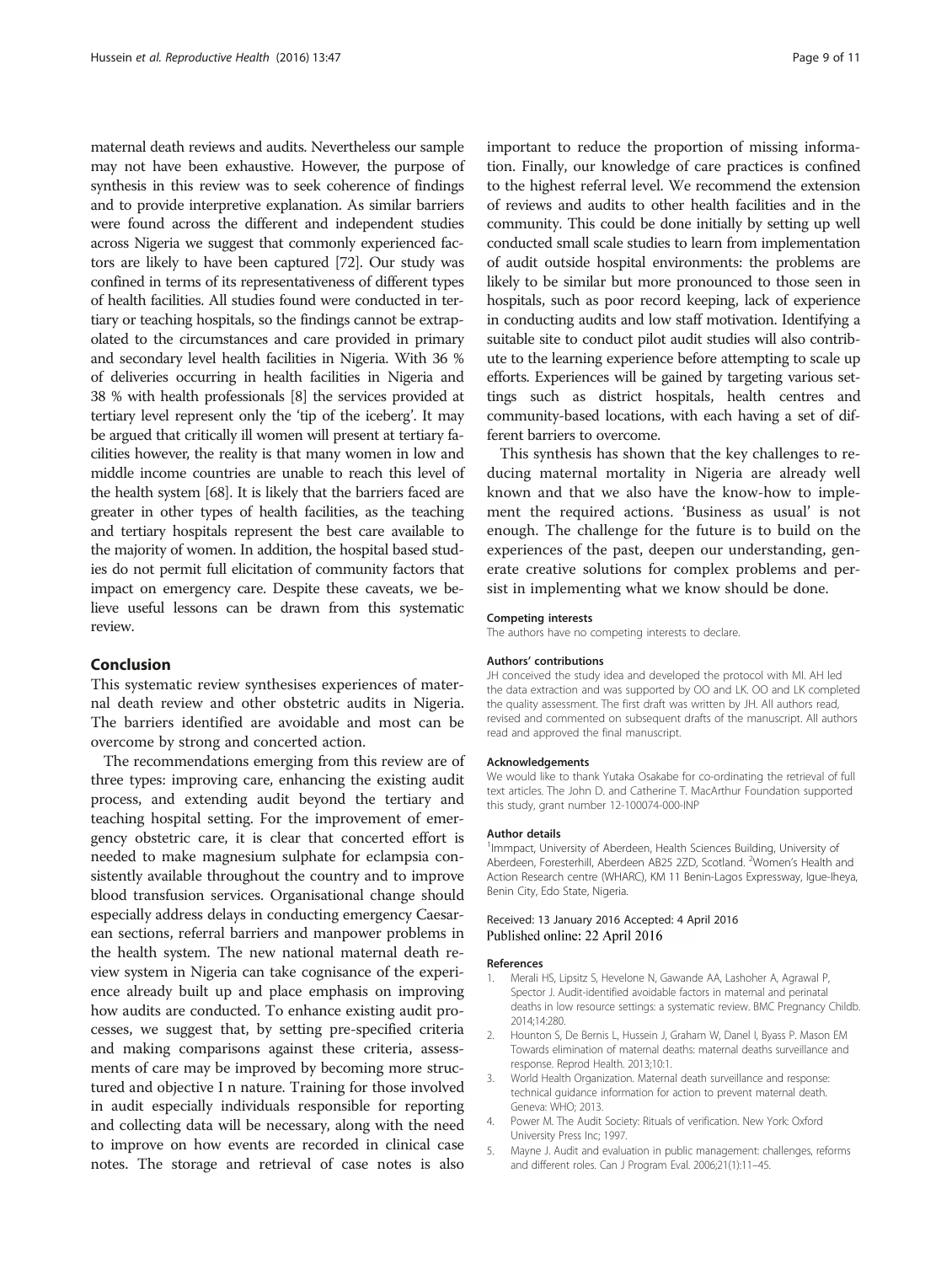maternal death reviews and audits. Nevertheless our sample may not have been exhaustive. However, the purpose of synthesis in this review was to seek coherence of findings and to provide interpretive explanation. As similar barriers were found across the different and independent studies across Nigeria we suggest that commonly experienced factors are likely to have been captured [72]. Our study was confined in terms of its representativeness of different types of health facilities. All studies found were conducted in tertiary or teaching hospitals, so the findings cannot be extrapolated to the circumstances and care provided in primary and secondary level health facilities in Nigeria. With 36 % of deliveries occurring in health facilities in Nigeria and 38 % with health professionals [8] the services provided at tertiary level represent only the 'tip of the iceberg'. It may be argued that critically ill women will present at tertiary facilities however, the reality is that many women in low and middle income countries are unable to reach this level of the health system [68]. It is likely that the barriers faced are greater in other types of health facilities, as the teaching and tertiary hospitals represent the best care available to the majority of women. In addition, the hospital based studies do not permit full elicitation of community factors that impact on emergency care. Despite these caveats, we believe useful lessons can be drawn from this systematic review.

## Conclusion

This systematic review synthesises experiences of maternal death review and other obstetric audits in Nigeria. The barriers identified are avoidable and most can be overcome by strong and concerted action.

The recommendations emerging from this review are of three types: improving care, enhancing the existing audit process, and extending audit beyond the tertiary and teaching hospital setting. For the improvement of emergency obstetric care, it is clear that concerted effort is needed to make magnesium sulphate for eclampsia consistently available throughout the country and to improve blood transfusion services. Organisational change should especially address delays in conducting emergency Caesarean sections, referral barriers and manpower problems in the health system. The new national maternal death review system in Nigeria can take cognisance of the experience already built up and place emphasis on improving how audits are conducted. To enhance existing audit processes, we suggest that, by setting pre-specified criteria and making comparisons against these criteria, assessments of care may be improved by becoming more structured and objective I n nature. Training for those involved in audit especially individuals responsible for reporting and collecting data will be necessary, along with the need to improve on how events are recorded in clinical case notes. The storage and retrieval of case notes is also important to reduce the proportion of missing information. Finally, our knowledge of care practices is confined to the highest referral level. We recommend the extension of reviews and audits to other health facilities and in the community. This could be done initially by setting up well conducted small scale studies to learn from implementation of audit outside hospital environments: the problems are likely to be similar but more pronounced to those seen in hospitals, such as poor record keeping, lack of experience in conducting audits and low staff motivation. Identifying a suitable site to conduct pilot audit studies will also contribute to the learning experience before attempting to scale up efforts. Experiences will be gained by targeting various settings such as district hospitals, health centres and community-based locations, with each having a set of different barriers to overcome.

This synthesis has shown that the key challenges to reducing maternal mortality in Nigeria are already well known and that we also have the know-how to implement the required actions. 'Business as usual' is not enough. The challenge for the future is to build on the experiences of the past, deepen our understanding, generate creative solutions for complex problems and persist in implementing what we know should be done.

#### Competing interests
The authors have no competing interests to declare.

#### Authors' contributions
JH conceived the study idea and developed the protocol with MI. AH led the data extraction and was supported by OO and LK. OO and LK completed the quality assessment. The first draft was written by JH. All authors read, revised and commented on subsequent drafts of the manuscript. All authors read and approved the final manuscript.

#### Acknowledgements
We would like to thank Yutaka Osakabe for co-ordinating the retrieval of full text articles. The John D. and Catherine T. MacArthur Foundation supported this study, grant number 12-100074-000-INP

#### Author details
[1]Immpact, University of Aberdeen, Health Sciences Building, University of Aberdeen, Foresterhill, Aberdeen AB25 2ZD, Scotland. [2]Women's Health and Action Research centre (WHARC), KM 11 Benin-Lagos Expressway, Igue-Iheya, Benin City, Edo State, Nigeria.

Received: 13 January 2016 Accepted: 4 April 2016
Published online: 22 April 2016

#### References
1. Merali HS, Lipsitz S, Hevelone N, Gawande AA, Lashoher A, Agrawal P, Spector J. Audit-identified avoidable factors in maternal and perinatal deaths in low resource settings: a systematic review. BMC Pregnancy Childb. 2014;14:280.
2. Hounton S, De Bernis L, Hussein J, Graham W, Danel I, Byass P. Mason EM Towards elimination of maternal deaths: maternal deaths surveillance and response. Reprod Health. 2013;10:1.
3. World Health Organization. Maternal death surveillance and response: technical guidance information for action to prevent maternal death. Geneva: WHO; 2013.
4. Power M. The Audit Society: Rituals of verification. New York: Oxford University Press Inc; 1997.
5. Mayne J. Audit and evaluation in public management: challenges, reforms and different roles. Can J Program Eval. 2006;21(1):11–45.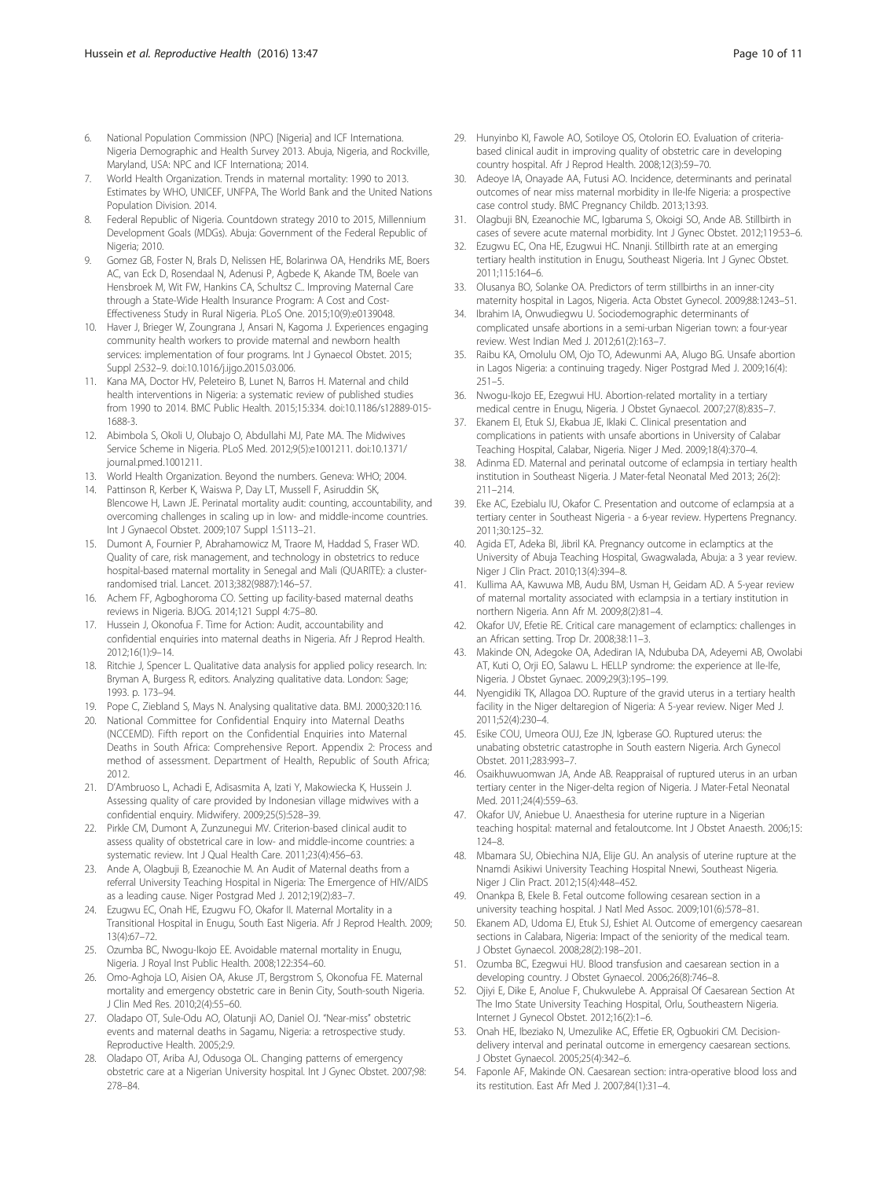6. National Population Commission (NPC) [Nigeria] and ICF Internationa. Nigeria Demographic and Health Survey 2013. Abuja, Nigeria, and Rockville, Maryland, USA: NPC and ICF Internationa; 2014.
7. World Health Organization. Trends in maternal mortality: 1990 to 2013. Estimates by WHO, UNICEF, UNFPA, The World Bank and the United Nations Population Division. 2014.
8. Federal Republic of Nigeria. Countdown strategy 2010 to 2015, Millennium Development Goals (MDGs). Abuja: Government of the Federal Republic of Nigeria; 2010.
9. Gomez GB, Foster N, Brals D, Nelissen HE, Bolarinwa OA, Hendriks ME, Boers AC, van Eck D, Rosendaal N, Adenusi P, Agbede K, Akande TM, Boele van Hensbroek M, Wit FW, Hankins CA, Schultsz C.. Improving Maternal Care through a State-Wide Health Insurance Program: A Cost and Cost-Effectiveness Study in Rural Nigeria. PLoS One. 2015;10(9):e0139048.
10. Haver J, Brieger W, Zoungrana J, Ansari N, Kagoma J. Experiences engaging community health workers to provide maternal and newborn health services: implementation of four programs. Int J Gynaecol Obstet. 2015; Suppl 2:S32–9. doi:10.1016/j.ijgo.2015.03.006.
11. Kana MA, Doctor HV, Peleteiro B, Lunet N, Barros H. Maternal and child health interventions in Nigeria: a systematic review of published studies from 1990 to 2014. BMC Public Health. 2015;15:334. doi:10.1186/s12889-015-1688-3.
12. Abimbola S, Okoli U, Olubajo O, Abdullahi MJ, Pate MA. The Midwives Service Scheme in Nigeria. PLoS Med. 2012;9(5):e1001211. doi:10.1371/journal.pmed.1001211.
13. World Health Organization. Beyond the numbers. Geneva: WHO; 2004.
14. Pattinson R, Kerber K, Waiswa P, Day LT, Mussell F, Asiruddin SK, Blencowe H, Lawn JE. Perinatal mortality audit: counting, accountability, and overcoming challenges in scaling up in low- and middle-income countries. Int J Gynaecol Obstet. 2009;107 Suppl 1:S113–21.
15. Dumont A, Fournier P, Abrahamowicz M, Traore M, Haddad S, Fraser WD. Quality of care, risk management, and technology in obstetrics to reduce hospital-based maternal mortality in Senegal and Mali (QUARITE): a cluster-randomised trial. Lancet. 2013;382(9887):146–57.
16. Achem FF, Agboghoroma CO. Setting up facility-based maternal deaths reviews in Nigeria. BJOG. 2014;121 Suppl 4:75–80.
17. Hussein J, Okonofua F. Time for Action: Audit, accountability and confidential enquiries into maternal deaths in Nigeria. Afr J Reprod Health. 2012;16(1):9–14.
18. Ritchie J, Spencer L. Qualitative data analysis for applied policy research. In: Bryman A, Burgess R, editors. Analyzing qualitative data. London: Sage; 1993. p. 173–94.
19. Pope C, Ziebland S, Mays N. Analysing qualitative data. BMJ. 2000;320:116.
20. National Committee for Confidential Enquiry into Maternal Deaths (NCCEMD). Fifth report on the Confidential Enquiries into Maternal Deaths in South Africa: Comprehensive Report. Appendix 2: Process and method of assessment. Department of Health, Republic of South Africa; 2012.
21. D'Ambruoso L, Achadi E, Adisasmita A, Izati Y, Makowiecka K, Hussein J. Assessing quality of care provided by Indonesian village midwives with a confidential enquiry. Midwifery. 2009;25(5):528–39.
22. Pirkle CM, Dumont A, Zunzunegui MV. Criterion-based clinical audit to assess quality of obstetrical care in low- and middle-income countries: a systematic review. Int J Qual Health Care. 2011;23(4):456–63.
23. Ande A, Olagbuji B, Ezeanochie M. An Audit of Maternal deaths from a referral University Teaching Hospital in Nigeria: The Emergence of HIV/AIDS as a leading cause. Niger Postgrad Med J. 2012;19(2):83–7.
24. Ezugwu EC, Onah HE, Ezugwu FO, Okafor II. Maternal Mortality in a Transitional Hospital in Enugu, South East Nigeria. Afr J Reprod Health. 2009; 13(4):67–72.
25. Ozumba BC, Nwogu-Ikojo EE. Avoidable maternal mortality in Enugu, Nigeria. J Royal Inst Public Health. 2008;122:354–60.
26. Omo-Aghoja LO, Aisien OA, Akuse JT, Bergstrom S, Okonofua FE. Maternal mortality and emergency obstetric care in Benin City, South-south Nigeria. J Clin Med Res. 2010;2(4):55–60.
27. Oladapo OT, Sule-Odu AO, Olatunji AO, Daniel OJ. "Near-miss" obstetric events and maternal deaths in Sagamu, Nigeria: a retrospective study. Reproductive Health. 2005;2:9.
28. Oladapo OT, Ariba AJ, Odusoga OL. Changing patterns of emergency obstetric care at a Nigerian University hospital. Int J Gynec Obstet. 2007;98: 278–84.
29. Hunyinbo KI, Fawole AO, Sotiloye OS, Otolorin EO. Evaluation of criteria-based clinical audit in improving quality of obstetric care in developing country hospital. Afr J Reprod Health. 2008;12(3):59–70.
30. Adeoye IA, Onayade AA, Futusi AO. Incidence, determinants and perinatal outcomes of near miss maternal morbidity in Ile-Ife Nigeria: a prospective case control study. BMC Pregnancy Childb. 2013;13:93.
31. Olagbuji BN, Ezeanochie MC, Igbaruma S, Okoigi SO, Ande AB. Stillbirth in cases of severe acute maternal morbidity. Int J Gynec Obstet. 2012;119:53–6.
32. Ezugwu EC, Ona HE, Ezugwui HC. Nnanji. Stillbirth rate at an emerging tertiary health institution in Enugu, Southeast Nigeria. Int J Gynec Obstet. 2011;115:164–6.
33. Olusanya BO, Solanke OA. Predictors of term stillbirths in an inner-city maternity hospital in Lagos, Nigeria. Acta Obstet Gynecol. 2009;88:1243–51.
34. Ibrahim IA, Onwudiegwu U. Sociodemographic determinants of complicated unsafe abortions in a semi-urban Nigerian town: a four-year review. West Indian Med J. 2012;61(2):163–7.
35. Raibu KA, Omolulu OM, Ojo TO, Adewunmi AA, Alugo BG. Unsafe abortion in Lagos Nigeria: a continuing tragedy. Niger Postgrad Med J. 2009;16(4): 251–5.
36. Nwogu-Ikojo EE, Ezegwui HU. Abortion-related mortality in a tertiary medical centre in Enugu, Nigeria. J Obstet Gynaecol. 2007;27(8):835–7.
37. Ekanem EI, Etuk SJ, Ekabua JE, Iklaki C. Clinical presentation and complications in patients with unsafe abortions in University of Calabar Teaching Hospital, Calabar, Nigeria. Niger J Med. 2009;18(4):370–4.
38. Adinma ED. Maternal and perinatal outcome of eclampsia in tertiary health institution in Southeast Nigeria. J Mater-fetal Neonatal Med 2013; 26(2): 211–214.
39. Eke AC, Ezebialu IU, Okafor C. Presentation and outcome of eclampsia at a tertiary center in Southeast Nigeria - a 6-year review. Hypertens Pregnancy. 2011;30:125–32.
40. Agida ET, Adeka BI, Jibril KA. Pregnancy outcome in eclamptics at the University of Abuja Teaching Hospital, Gwagwalada, Abuja: a 3 year review. Niger J Clin Pract. 2010;13(4):394–8.
41. Kullima AA, Kawuwa MB, Audu BM, Usman H, Geidam AD. A 5-year review of maternal mortality associated with eclampsia in a tertiary institution in northern Nigeria. Ann Afr M. 2009;8(2):81–4.
42. Okafor UV, Efetie RE. Critical care management of eclamptics: challenges in an African setting. Trop Dr. 2008;38:11–3.
43. Makinde ON, Adegoke OA, Adediran IA, Ndububa DA, Adeyemi AB, Owolabi AT, Kuti O, Orji EO, Salawu L. HELLP syndrome: the experience at Ile-Ife, Nigeria. J Obstet Gynaec. 2009;29(3):195–199.
44. Nyengidiki TK, Allagoa DO. Rupture of the gravid uterus in a tertiary health facility in the Niger deltaregion of Nigeria: A 5-year review. Niger Med J. 2011;52(4):230–4.
45. Esike COU, Umeora OUJ, Eze JN, Igberase GO. Ruptured uterus: the unabating obstetric catastrophe in South eastern Nigeria. Arch Gynecol Obstet. 2011;283:993–7.
46. Osaikhuwuomwan JA, Ande AB. Reappraisal of ruptured uterus in an urban tertiary center in the Niger-delta region of Nigeria. J Mater-Fetal Neonatal Med. 2011;24(4):559–63.
47. Okafor UV, Aniebue U. Anaesthesia for uterine rupture in a Nigerian teaching hospital: maternal and fetaloutcome. Int J Obstet Anaesth. 2006;15: 124–8.
48. Mbamara SU, Obiechina NJA, Elije GU. An analysis of uterine rupture at the Nnamdi Asikiwi University Teaching Hospital Nnewi, Southeast Nigeria. Niger J Clin Pract. 2012;15(4):448–452.
49. Onankpa B, Ekele B. Fetal outcome following cesarean section in a university teaching hospital. J Natl Med Assoc. 2009;101(6):578–81.
50. Ekanem AD, Udoma EJ, Etuk SJ, Eshiet AI. Outcome of emergency caesarean sections in Calabara, Nigeria: Impact of the seniority of the medical team. J Obstet Gynaecol. 2008;28(2):198–201.
51. Ozumba BC, Ezegwui HU. Blood transfusion and caesarean section in a developing country. J Obstet Gynaecol. 2006;26(8):746–8.
52. Ojiyi E, Dike E, Anolue F, Chukwulebe A. Appraisal Of Caesarean Section At The Imo State University Teaching Hospital, Orlu, Southeastern Nigeria. Internet J Gynecol Obstet. 2012;16(2):1–6.
53. Onah HE, Ibeziako N, Umezulike AC, Effetie ER, Ogbuokiri CM. Decision-delivery interval and perinatal outcome in emergency caesarean sections. J Obstet Gynaecol. 2005;25(4):342–6.
54. Faponle AF, Makinde ON. Caesarean section: intra-operative blood loss and its restitution. East Afr Med J. 2007;84(1):31–4.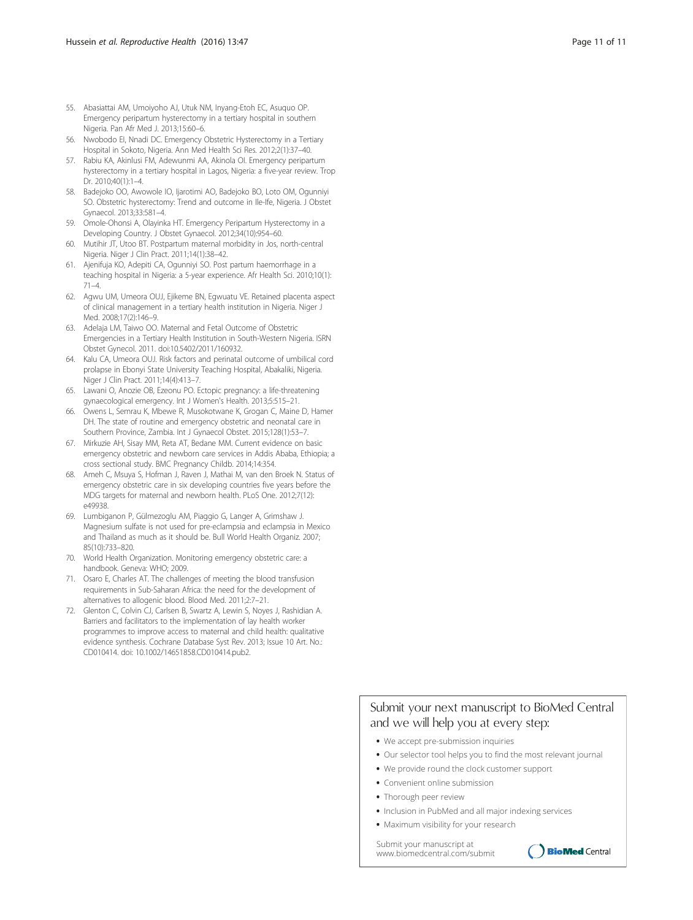55. Abasiattai AM, Umoiyoho AJ, Utuk NM, Inyang-Etoh EC, Asuquo OP. Emergency peripartum hysterectomy in a tertiary hospital in southern Nigeria. Pan Afr Med J. 2013;15:60–6.
56. Nwobodo EI, Nnadi DC. Emergency Obstetric Hysterectomy in a Tertiary Hospital in Sokoto, Nigeria. Ann Med Health Sci Res. 2012;2(1):37–40.
57. Rabiu KA, Akinlusi FM, Adewunmi AA, Akinola OI. Emergency peripartum hysterectomy in a tertiary hospital in Lagos, Nigeria: a five-year review. Trop Dr. 2010;40(1):1–4.
58. Badejoko OO, Awowole IO, Ijarotimi AO, Badejoko BO, Loto OM, Ogunniyi SO. Obstetric hysterectomy: Trend and outcome in Ile-Ife, Nigeria. J Obstet Gynaecol. 2013;33:581–4.
59. Omole-Ohonsi A, Olayinka HT. Emergency Peripartum Hysterectomy in a Developing Country. J Obstet Gynaecol. 2012;34(10):954–60.
60. Mutihir JT, Utoo BT. Postpartum maternal morbidity in Jos, north-central Nigeria. Niger J Clin Pract. 2011;14(1):38–42.
61. Ajenifuja KO, Adepiti CA, Ogunniyi SO. Post partum haemorrhage in a teaching hospital in Nigeria: a 5-year experience. Afr Health Sci. 2010;10(1):71–4.
62. Agwu UM, Umeora OUJ, Ejikeme BN, Egwuatu VE. Retained placenta aspect of clinical management in a tertiary health institution in Nigeria. Niger J Med. 2008;17(2):146–9.
63. Adelaja LM, Taiwo OO. Maternal and Fetal Outcome of Obstetric Emergencies in a Tertiary Health Institution in South-Western Nigeria. ISRN Obstet Gynecol. 2011. doi:10.5402/2011/160932.
64. Kalu CA, Umeora OUJ. Risk factors and perinatal outcome of umbilical cord prolapse in Ebonyi State University Teaching Hospital, Abakaliki, Nigeria. Niger J Clin Pract. 2011;14(4):413–7.
65. Lawani O, Anozie OB, Ezeonu PO. Ectopic pregnancy: a life-threatening gynaecological emergency. Int J Women's Health. 2013;5:515–21.
66. Owens L, Semrau K, Mbewe R, Musokotwane K, Grogan C, Maine D, Hamer DH. The state of routine and emergency obstetric and neonatal care in Southern Province, Zambia. Int J Gynaecol Obstet. 2015;128(1):53–7.
67. Mirkuzie AH, Sisay MM, Reta AT, Bedane MM. Current evidence on basic emergency obstetric and newborn care services in Addis Ababa, Ethiopia; a cross sectional study. BMC Pregnancy Childb. 2014;14:354.
68. Ameh C, Msuya S, Hofman J, Raven J, Mathai M, van den Broek N. Status of emergency obstetric care in six developing countries five years before the MDG targets for maternal and newborn health. PLoS One. 2012;7(12):e49938.
69. Lumbiganon P, Gülmezoglu AM, Piaggio G, Langer A, Grimshaw J. Magnesium sulfate is not used for pre-eclampsia and eclampsia in Mexico and Thailand as much as it should be. Bull World Health Organiz. 2007;85(10):733–820.
70. World Health Organization. Monitoring emergency obstetric care: a handbook. Geneva: WHO; 2009.
71. Osaro E, Charles AT. The challenges of meeting the blood transfusion requirements in Sub-Saharan Africa: the need for the development of alternatives to allogenic blood. Blood Med. 2011;2:7–21.
72. Glenton C, Colvin CJ, Carlsen B, Swartz A, Lewin S, Noyes J, Rashidian A. Barriers and facilitators to the implementation of lay health worker programmes to improve access to maternal and child health: qualitative evidence synthesis. Cochrane Database Syst Rev. 2013; Issue 10 Art. No.: CD010414. doi: 10.1002/14651858.CD010414.pub2.